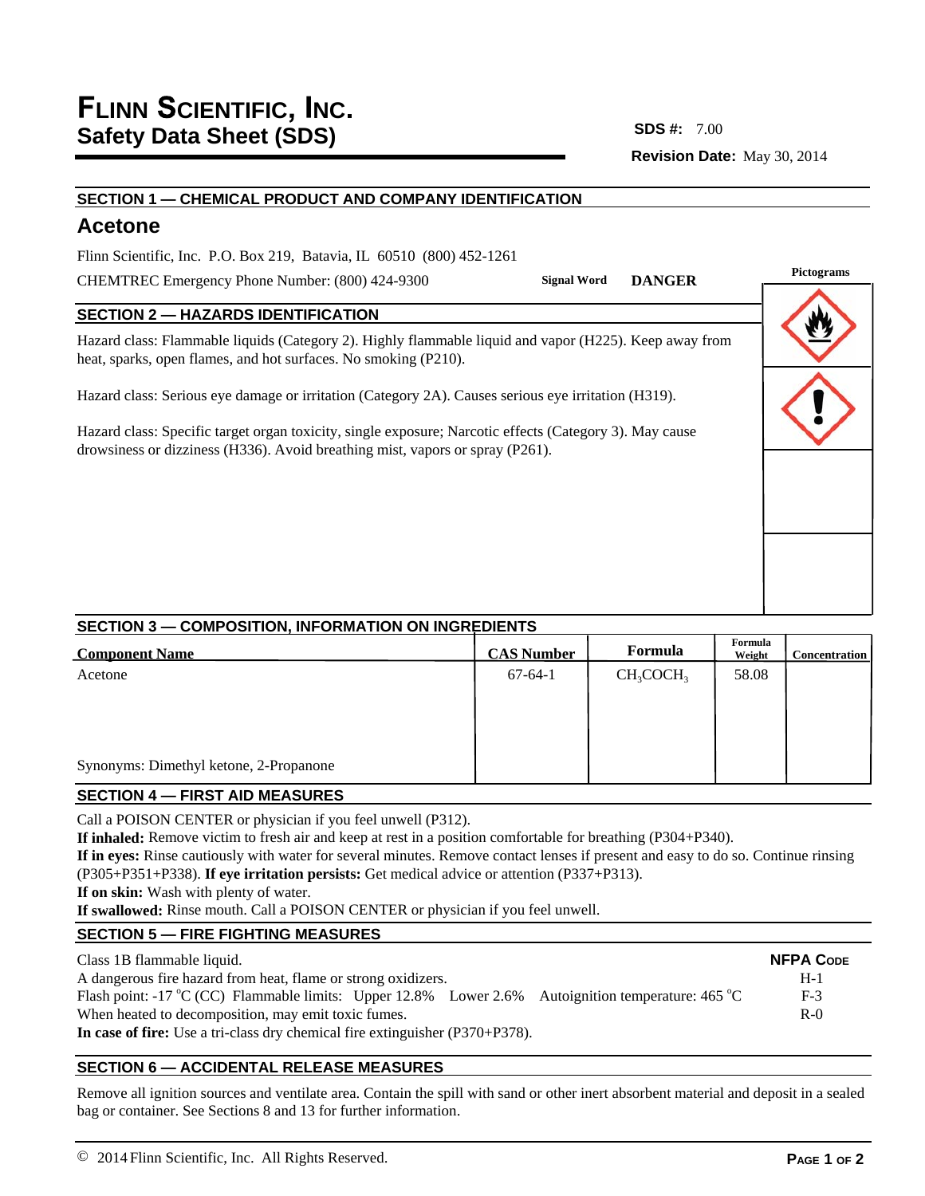# Flinn Scientific, Inc.
## Safety Data Sheet (SDS)

**SDS #:** 7.00

**Revision Date:** May 30, 2014

## SECTION 1 — CHEMICAL PRODUCT AND COMPANY IDENTIFICATION

### Acetone

Flinn Scientific, Inc. P.O. Box 219, Batavia, IL 60510 (800) 452-1261

CHEMTREC Emergency Phone Number: (800) 424-9300

**Signal Word** **DANGER**

**Pictograms**

## SECTION 2 — HAZARDS IDENTIFICATION

Hazard class: Flammable liquids (Category 2). Highly flammable liquid and vapor (H225). Keep away from heat, sparks, open flames, and hot surfaces. No smoking (P210).

Hazard class: Serious eye damage or irritation (Category 2A). Causes serious eye irritation (H319).

Hazard class: Specific target organ toxicity, single exposure; Narcotic effects (Category 3). May cause drowsiness or dizziness (H336). Avoid breathing mist, vapors or spray (P261).

## SECTION 3 — COMPOSITION, INFORMATION ON INGREDIENTS

| Component Name | CAS Number | Formula | Formula Weight | Concentration |
|---|---|---|---|---|
| Acetone | 67-64-1 | $CH_3COCH_3$ | 58.08 | |

Synonyms: Dimethyl ketone, 2-Propanone

## SECTION 4 — FIRST AID MEASURES

Call a POISON CENTER or physician if you feel unwell (P312).
**If inhaled:** Remove victim to fresh air and keep at rest in a position comfortable for breathing (P304+P340).
**If in eyes:** Rinse cautiously with water for several minutes. Remove contact lenses if present and easy to do so. Continue rinsing (P305+P351+P338). **If eye irritation persists:** Get medical advice or attention (P337+P313).
**If on skin:** Wash with plenty of water.
**If swallowed:** Rinse mouth. Call a POISON CENTER or physician if you feel unwell.

## SECTION 5 — FIRE FIGHTING MEASURES

Class 1B flammable liquid.
A dangerous fire hazard from heat, flame or strong oxidizers.
Flash point: -17 °C (CC) Flammable limits: Upper 12.8% Lower 2.6% Autoignition temperature: 465 °C
When heated to decomposition, may emit toxic fumes.
**In case of fire:** Use a tri-class dry chemical fire extinguisher (P370+P378).

**NFPA Code**
H-1
F-3
R-0

## SECTION 6 — ACCIDENTAL RELEASE MEASURES

Remove all ignition sources and ventilate area. Contain the spill with sand or other inert absorbent material and deposit in a sealed bag or container. See Sections 8 and 13 for further information.

© 2014 Flinn Scientific, Inc. All Rights Reserved.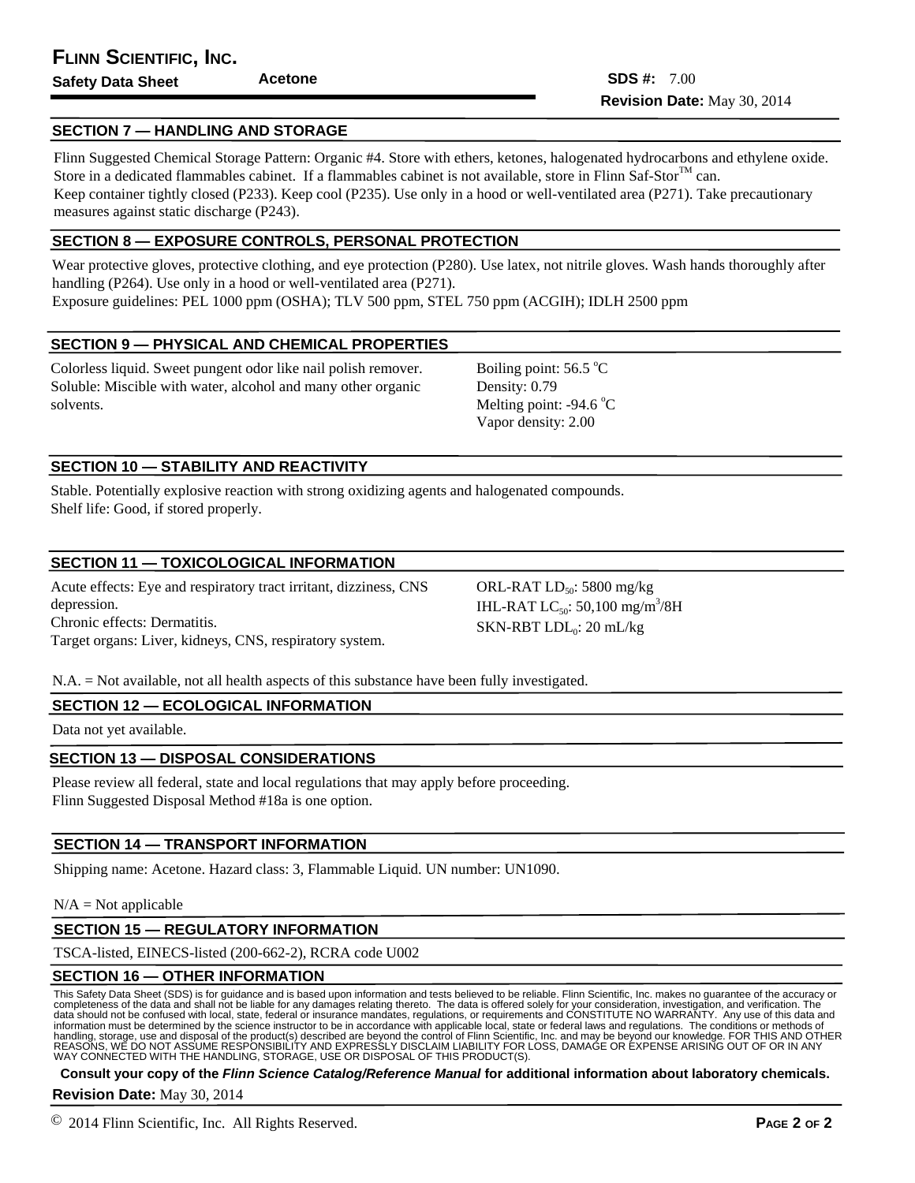## SECTION 7 — HANDLING AND STORAGE

Flinn Suggested Chemical Storage Pattern: Organic #4. Store with ethers, ketones, halogenated hydrocarbons and ethylene oxide. Store in a dedicated flammables cabinet. If a flammables cabinet is not available, store in Flinn Saf-Stor™ can.
Keep container tightly closed (P233). Keep cool (P235). Use only in a hood or well-ventilated area (P271). Take precautionary measures against static discharge (P243).

## SECTION 8 — EXPOSURE CONTROLS, PERSONAL PROTECTION

Wear protective gloves, protective clothing, and eye protection (P280). Use latex, not nitrile gloves. Wash hands thoroughly after handling (P264). Use only in a hood or well-ventilated area (P271).
Exposure guidelines: PEL 1000 ppm (OSHA); TLV 500 ppm, STEL 750 ppm (ACGIH); IDLH 2500 ppm

## SECTION 9 — PHYSICAL AND CHEMICAL PROPERTIES

Colorless liquid. Sweet pungent odor like nail polish remover.
Soluble: Miscible with water, alcohol and many other organic solvents.

Boiling point: 56.5 °C
Density: 0.79
Melting point: -94.6 °C
Vapor density: 2.00

## SECTION 10 — STABILITY AND REACTIVITY

Stable. Potentially explosive reaction with strong oxidizing agents and halogenated compounds.
Shelf life: Good, if stored properly.

## SECTION 11 — TOXICOLOGICAL INFORMATION

Acute effects: Eye and respiratory tract irritant, dizziness, CNS depression.
Chronic effects: Dermatitis.
Target organs: Liver, kidneys, CNS, respiratory system.

ORL-RAT $LD_{50}$: 5800 mg/kg
IHL-RAT $LC_{50}$: 50,100 $mg/m^3$/8H
SKN-RBT $LDL_0$: 20 mL/kg

N.A. = Not available, not all health aspects of this substance have been fully investigated.

## SECTION 12 — ECOLOGICAL INFORMATION

Data not yet available.

## SECTION 13 — DISPOSAL CONSIDERATIONS

Please review all federal, state and local regulations that may apply before proceeding.
Flinn Suggested Disposal Method #18a is one option.

## SECTION 14 — TRANSPORT INFORMATION

Shipping name: Acetone. Hazard class: 3, Flammable Liquid. UN number: UN1090.

N/A = Not applicable

## SECTION 15 — REGULATORY INFORMATION

TSCA-listed, EINECS-listed (200-662-2), RCRA code U002

## SECTION 16 — OTHER INFORMATION

This Safety Data Sheet (SDS) is for guidance and is based upon information and tests believed to be reliable. Flinn Scientific, Inc. makes no guarantee of the accuracy or completeness of the data and shall not be liable for any damages relating thereto. The data is offered solely for your consideration, investigation, and verification. The data should not be confused with local, state, federal or insurance mandates, regulations, or requirements and CONSTITUTE NO WARRANTY. Any use of this data and information must be determined by the science instructor to be in accordance with applicable local, state or federal laws and regulations. The conditions or methods of handling, storage, use and disposal of the product(s) described are beyond the control of Flinn Scientific, Inc. and may be beyond our knowledge. FOR THIS AND OTHER REASONS, WE DO NOT ASSUME RESPONSIBILITY AND EXPRESSLY DISCLAIM LIABILITY FOR LOSS, DAMAGE OR EXPENSE ARISING OUT OF OR IN ANY WAY CONNECTED WITH THE HANDLING, STORAGE, USE OR DISPOSAL OF THIS PRODUCT(S).

**Consult your copy of the *Flinn Science Catalog/Reference Manual* for additional information about laboratory chemicals.**

**Revision Date:** May 30, 2014

© 2014 Flinn Scientific, Inc. All Rights Reserved.